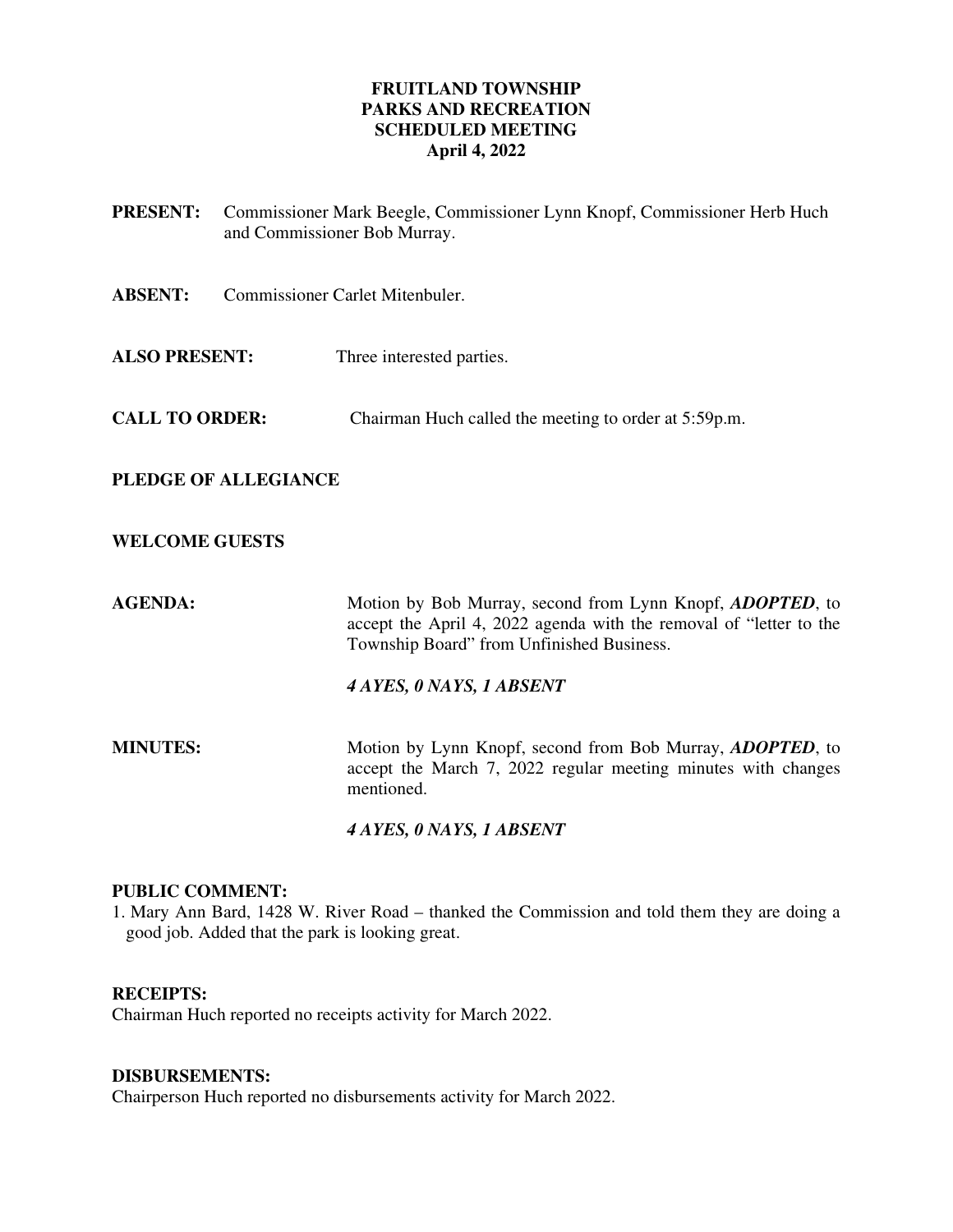# FRUITLAND TOWNSHIP
# PARKS AND RECREATION
# SCHEDULED MEETING
# April 4, 2022

**PRESENT:** Commissioner Mark Beegle, Commissioner Lynn Knopf, Commissioner Herb Huch and Commissioner Bob Murray.

**ABSENT:** Commissioner Carlet Mitenbuler.

**ALSO PRESENT:** Three interested parties.

**CALL TO ORDER:** Chairman Huch called the meeting to order at 5:59p.m.

**PLEDGE OF ALLEGIANCE**

**WELCOME GUESTS**

**AGENDA:** Motion by Bob Murray, second from Lynn Knopf, ***ADOPTED***, to accept the April 4, 2022 agenda with the removal of "letter to the Township Board" from Unfinished Business.

***4 AYES, 0 NAYS, 1 ABSENT***

**MINUTES:** Motion by Lynn Knopf, second from Bob Murray, ***ADOPTED***, to accept the March 7, 2022 regular meeting minutes with changes mentioned.

***4 AYES, 0 NAYS, 1 ABSENT***

**PUBLIC COMMENT:**

1. Mary Ann Bard, 1428 W. River Road – thanked the Commission and told them they are doing a good job. Added that the park is looking great.

**RECEIPTS:**
Chairman Huch reported no receipts activity for March 2022.

**DISBURSEMENTS:**
Chairperson Huch reported no disbursements activity for March 2022.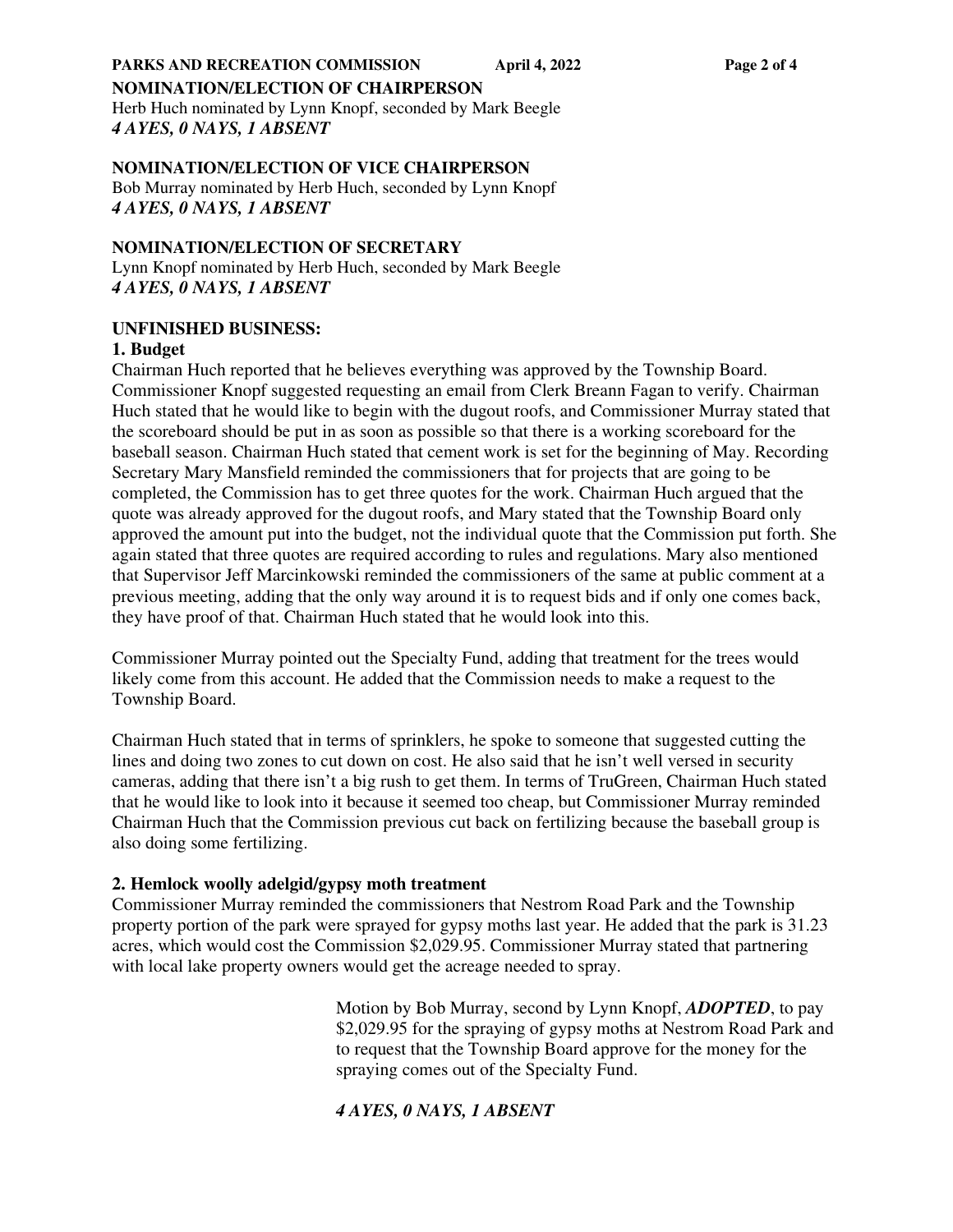**NOMINATION/ELECTION OF CHAIRPERSON**

Herb Huch nominated by Lynn Knopf, seconded by Mark Beegle

***4 AYES, 0 NAYS, 1 ABSENT***

**NOMINATION/ELECTION OF VICE CHAIRPERSON**

Bob Murray nominated by Herb Huch, seconded by Lynn Knopf

***4 AYES, 0 NAYS, 1 ABSENT***

**NOMINATION/ELECTION OF SECRETARY**

Lynn Knopf nominated by Herb Huch, seconded by Mark Beegle

***4 AYES, 0 NAYS, 1 ABSENT***

**UNFINISHED BUSINESS:**

**1. Budget**

Chairman Huch reported that he believes everything was approved by the Township Board. Commissioner Knopf suggested requesting an email from Clerk Breann Fagan to verify. Chairman Huch stated that he would like to begin with the dugout roofs, and Commissioner Murray stated that the scoreboard should be put in as soon as possible so that there is a working scoreboard for the baseball season. Chairman Huch stated that cement work is set for the beginning of May. Recording Secretary Mary Mansfield reminded the commissioners that for projects that are going to be completed, the Commission has to get three quotes for the work. Chairman Huch argued that the quote was already approved for the dugout roofs, and Mary stated that the Township Board only approved the amount put into the budget, not the individual quote that the Commission put forth. She again stated that three quotes are required according to rules and regulations. Mary also mentioned that Supervisor Jeff Marcinkowski reminded the commissioners of the same at public comment at a previous meeting, adding that the only way around it is to request bids and if only one comes back, they have proof of that. Chairman Huch stated that he would look into this.

Commissioner Murray pointed out the Specialty Fund, adding that treatment for the trees would likely come from this account. He added that the Commission needs to make a request to the Township Board.

Chairman Huch stated that in terms of sprinklers, he spoke to someone that suggested cutting the lines and doing two zones to cut down on cost. He also said that he isn't well versed in security cameras, adding that there isn't a big rush to get them. In terms of TruGreen, Chairman Huch stated that he would like to look into it because it seemed too cheap, but Commissioner Murray reminded Chairman Huch that the Commission previous cut back on fertilizing because the baseball group is also doing some fertilizing.

**2. Hemlock woolly adelgid/gypsy moth treatment**

Commissioner Murray reminded the commissioners that Nestrom Road Park and the Township property portion of the park were sprayed for gypsy moths last year. He added that the park is 31.23 acres, which would cost the Commission $2,029.95. Commissioner Murray stated that partnering with local lake property owners would get the acreage needed to spray.

> Motion by Bob Murray, second by Lynn Knopf, ***ADOPTED***, to pay $2,029.95 for the spraying of gypsy moths at Nestrom Road Park and to request that the Township Board approve for the money for the spraying comes out of the Specialty Fund.
>
> ***4 AYES, 0 NAYS, 1 ABSENT***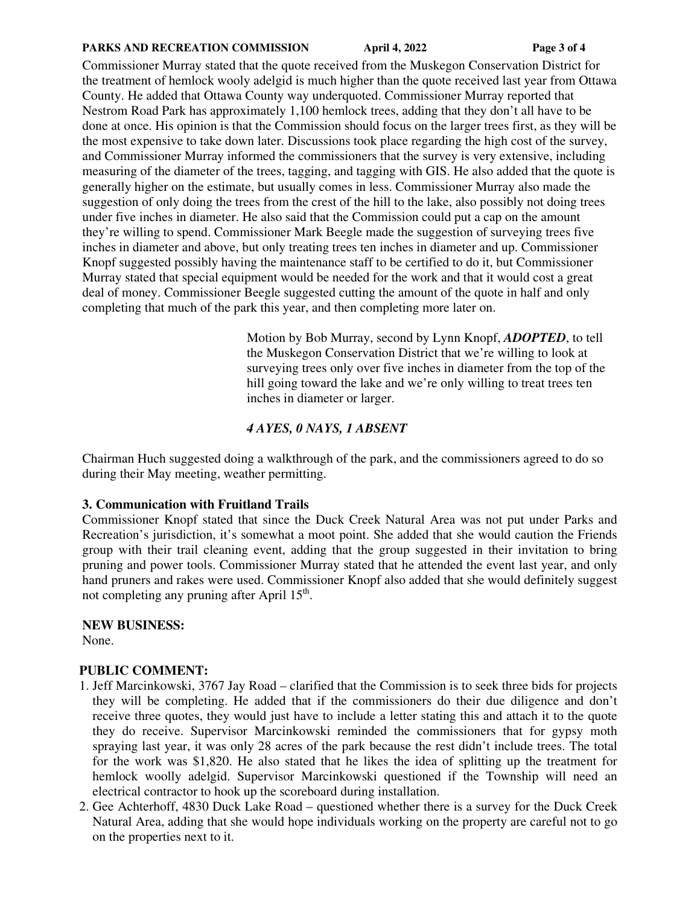Commissioner Murray stated that the quote received from the Muskegon Conservation District for the treatment of hemlock wooly adelgid is much higher than the quote received last year from Ottawa County. He added that Ottawa County way underquoted. Commissioner Murray reported that Nestrom Road Park has approximately 1,100 hemlock trees, adding that they don't all have to be done at once. His opinion is that the Commission should focus on the larger trees first, as they will be the most expensive to take down later. Discussions took place regarding the high cost of the survey, and Commissioner Murray informed the commissioners that the survey is very extensive, including measuring of the diameter of the trees, tagging, and tagging with GIS. He also added that the quote is generally higher on the estimate, but usually comes in less. Commissioner Murray also made the suggestion of only doing the trees from the crest of the hill to the lake, also possibly not doing trees under five inches in diameter. He also said that the Commission could put a cap on the amount they're willing to spend. Commissioner Mark Beegle made the suggestion of surveying trees five inches in diameter and above, but only treating trees ten inches in diameter and up. Commissioner Knopf suggested possibly having the maintenance staff to be certified to do it, but Commissioner Murray stated that special equipment would be needed for the work and that it would cost a great deal of money. Commissioner Beegle suggested cutting the amount of the quote in half and only completing that much of the park this year, and then completing more later on.

> Motion by Bob Murray, second by Lynn Knopf, ***ADOPTED***, to tell the Muskegon Conservation District that we're willing to look at surveying trees only over five inches in diameter from the top of the hill going toward the lake and we're only willing to treat trees ten inches in diameter or larger.
>
> ***4 AYES, 0 NAYS, 1 ABSENT***

Chairman Huch suggested doing a walkthrough of the park, and the commissioners agreed to do so during their May meeting, weather permitting.

**3. Communication with Fruitland Trails**

Commissioner Knopf stated that since the Duck Creek Natural Area was not put under Parks and Recreation's jurisdiction, it's somewhat a moot point. She added that she would caution the Friends group with their trail cleaning event, adding that the group suggested in their invitation to bring pruning and power tools. Commissioner Murray stated that he attended the event last year, and only hand pruners and rakes were used. Commissioner Knopf also added that she would definitely suggest not completing any pruning after April 15th.

**NEW BUSINESS:**

None.

**PUBLIC COMMENT:**

1. Jeff Marcinkowski, 3767 Jay Road – clarified that the Commission is to seek three bids for projects they will be completing. He added that if the commissioners do their due diligence and don't receive three quotes, they would just have to include a letter stating this and attach it to the quote they do receive. Supervisor Marcinkowski reminded the commissioners that for gypsy moth spraying last year, it was only 28 acres of the park because the rest didn't include trees. The total for the work was $1,820. He also stated that he likes the idea of splitting up the treatment for hemlock woolly adelgid. Supervisor Marcinkowski questioned if the Township will need an electrical contractor to hook up the scoreboard during installation.
2. Gee Achterhoff, 4830 Duck Lake Road – questioned whether there is a survey for the Duck Creek Natural Area, adding that she would hope individuals working on the property are careful not to go on the properties next to it.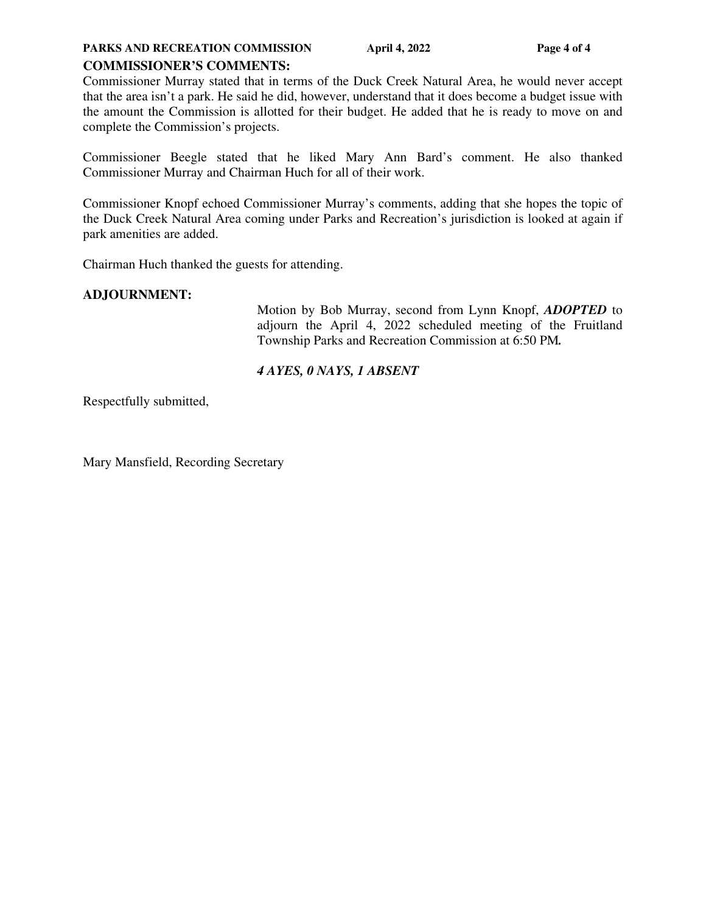## COMMISSIONER'S COMMENTS:

Commissioner Murray stated that in terms of the Duck Creek Natural Area, he would never accept that the area isn't a park. He said he did, however, understand that it does become a budget issue with the amount the Commission is allotted for their budget. He added that he is ready to move on and complete the Commission's projects.

Commissioner Beegle stated that he liked Mary Ann Bard's comment. He also thanked Commissioner Murray and Chairman Huch for all of their work.

Commissioner Knopf echoed Commissioner Murray's comments, adding that she hopes the topic of the Duck Creek Natural Area coming under Parks and Recreation's jurisdiction is looked at again if park amenities are added.

Chairman Huch thanked the guests for attending.

## ADJOURNMENT:

Motion by Bob Murray, second from Lynn Knopf, ***ADOPTED*** to adjourn the April 4, 2022 scheduled meeting of the Fruitland Township Parks and Recreation Commission at 6:50 PM.

***4 AYES, 0 NAYS, 1 ABSENT***

Respectfully submitted,

Mary Mansfield, Recording Secretary